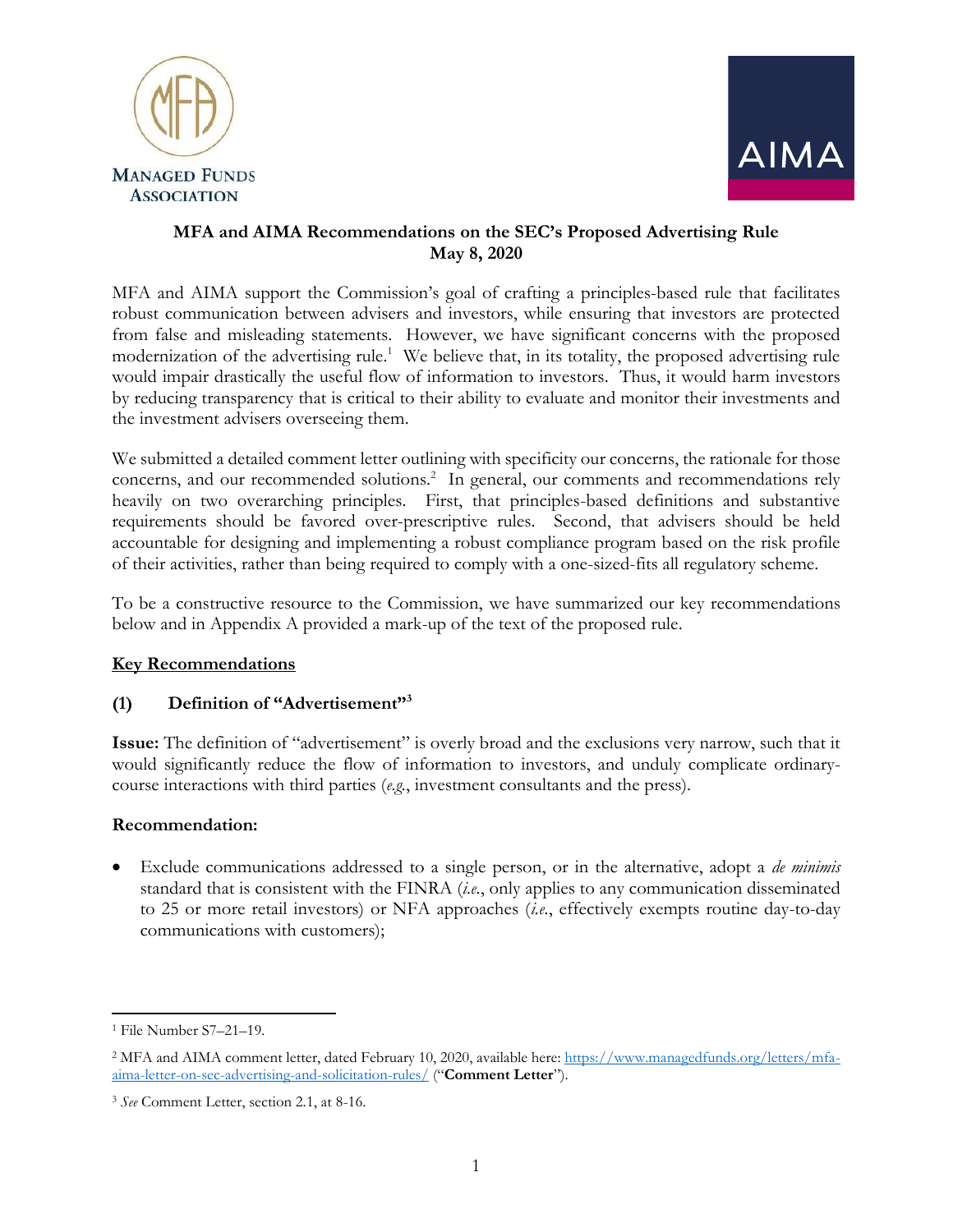MANAGED FUNDS ASSOCIATION

AIMA

**MFA and AIMA Recommendations on the SEC's Proposed Advertising Rule**
**May 8, 2020**

MFA and AIMA support the Commission's goal of crafting a principles-based rule that facilitates robust communication between advisers and investors, while ensuring that investors are protected from false and misleading statements. However, we have significant concerns with the proposed modernization of the advertising rule.[1] We believe that, in its totality, the proposed advertising rule would impair drastically the useful flow of information to investors. Thus, it would harm investors by reducing transparency that is critical to their ability to evaluate and monitor their investments and the investment advisers overseeing them.

We submitted a detailed comment letter outlining with specificity our concerns, the rationale for those concerns, and our recommended solutions.[2] In general, our comments and recommendations rely heavily on two overarching principles. First, that principles-based definitions and substantive requirements should be favored over-prescriptive rules. Second, that advisers should be held accountable for designing and implementing a robust compliance program based on the risk profile of their activities, rather than being required to comply with a one-sized-fits all regulatory scheme.

To be a constructive resource to the Commission, we have summarized our key recommendations below and in Appendix A provided a mark-up of the text of the proposed rule.

## Key Recommendations

### (1) Definition of "Advertisement"[3]

**Issue:** The definition of "advertisement" is overly broad and the exclusions very narrow, such that it would significantly reduce the flow of information to investors, and unduly complicate ordinary-course interactions with third parties (*e.g.*, investment consultants and the press).

**Recommendation:**

- Exclude communications addressed to a single person, or in the alternative, adopt a *de minimis* standard that is consistent with the FINRA (*i.e.*, only applies to any communication disseminated to 25 or more retail investors) or NFA approaches (*i.e.*, effectively exempts routine day-to-day communications with customers);

---

[1] File Number S7–21–19.

[2] MFA and AIMA comment letter, dated February 10, 2020, available here: https://www.managedfunds.org/letters/mfa-aima-letter-on-sec-advertising-and-solicitation-rules/ ("**Comment Letter**").

[3] *See* Comment Letter, section 2.1, at 8-16.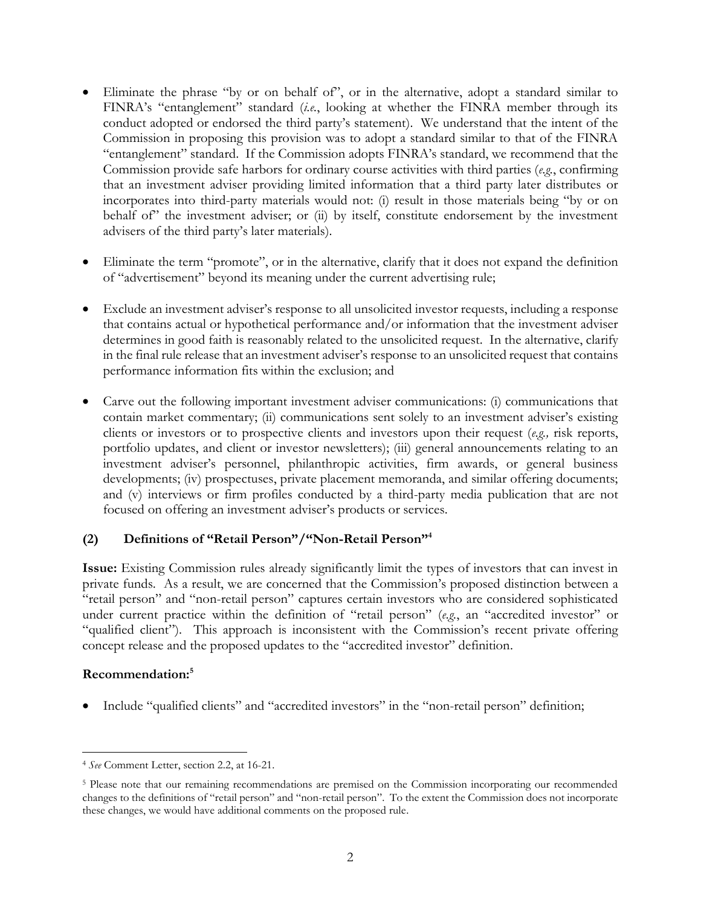- Eliminate the phrase "by or on behalf of", or in the alternative, adopt a standard similar to FINRA's "entanglement" standard (*i.e.*, looking at whether the FINRA member through its conduct adopted or endorsed the third party's statement). We understand that the intent of the Commission in proposing this provision was to adopt a standard similar to that of the FINRA "entanglement" standard. If the Commission adopts FINRA's standard, we recommend that the Commission provide safe harbors for ordinary course activities with third parties (*e.g.*, confirming that an investment adviser providing limited information that a third party later distributes or incorporates into third-party materials would not: (i) result in those materials being "by or on behalf of" the investment adviser; or (ii) by itself, constitute endorsement by the investment advisers of the third party's later materials).

- Eliminate the term "promote", or in the alternative, clarify that it does not expand the definition of "advertisement" beyond its meaning under the current advertising rule;

- Exclude an investment adviser's response to all unsolicited investor requests, including a response that contains actual or hypothetical performance and/or information that the investment adviser determines in good faith is reasonably related to the unsolicited request. In the alternative, clarify in the final rule release that an investment adviser's response to an unsolicited request that contains performance information fits within the exclusion; and

- Carve out the following important investment adviser communications: (i) communications that contain market commentary; (ii) communications sent solely to an investment adviser's existing clients or investors or to prospective clients and investors upon their request (*e.g.,* risk reports, portfolio updates, and client or investor newsletters); (iii) general announcements relating to an investment adviser's personnel, philanthropic activities, firm awards, or general business developments; (iv) prospectuses, private placement memoranda, and similar offering documents; and (v) interviews or firm profiles conducted by a third-party media publication that are not focused on offering an investment adviser's products or services.

### (2) Definitions of "Retail Person"/"Non-Retail Person"[4]

**Issue:** Existing Commission rules already significantly limit the types of investors that can invest in private funds. As a result, we are concerned that the Commission's proposed distinction between a "retail person" and "non-retail person" captures certain investors who are considered sophisticated under current practice within the definition of "retail person" (*e.g.*, an "accredited investor" or "qualified client"). This approach is inconsistent with the Commission's recent private offering concept release and the proposed updates to the "accredited investor" definition.

**Recommendation:**[5]

- Include "qualified clients" and "accredited investors" in the "non-retail person" definition;

---

[4] *See* Comment Letter, section 2.2, at 16-21.

[5] Please note that our remaining recommendations are premised on the Commission incorporating our recommended changes to the definitions of "retail person" and "non-retail person". To the extent the Commission does not incorporate these changes, we would have additional comments on the proposed rule.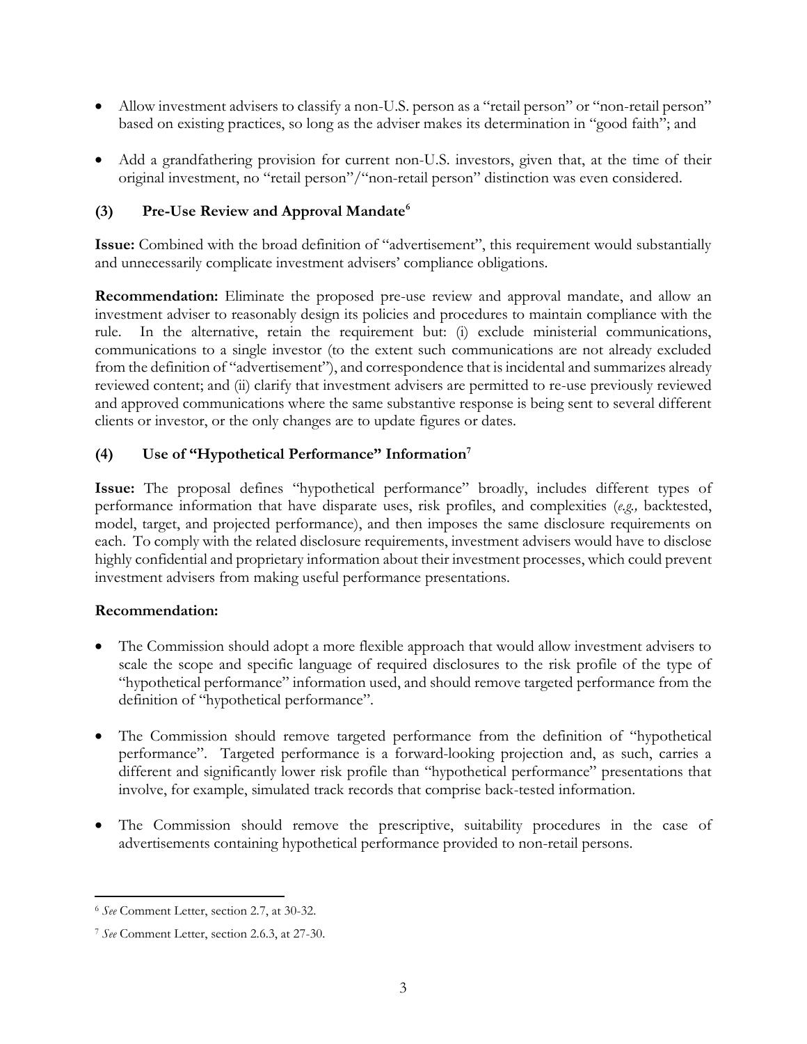- Allow investment advisers to classify a non-U.S. person as a "retail person" or "non-retail person" based on existing practices, so long as the adviser makes its determination in "good faith"; and

- Add a grandfathering provision for current non-U.S. investors, given that, at the time of their original investment, no "retail person"/"non-retail person" distinction was even considered.

### (3) Pre-Use Review and Approval Mandate[6]

**Issue:** Combined with the broad definition of "advertisement", this requirement would substantially and unnecessarily complicate investment advisers' compliance obligations.

**Recommendation:** Eliminate the proposed pre-use review and approval mandate, and allow an investment adviser to reasonably design its policies and procedures to maintain compliance with the rule. In the alternative, retain the requirement but: (i) exclude ministerial communications, communications to a single investor (to the extent such communications are not already excluded from the definition of "advertisement"), and correspondence that is incidental and summarizes already reviewed content; and (ii) clarify that investment advisers are permitted to re-use previously reviewed and approved communications where the same substantive response is being sent to several different clients or investor, or the only changes are to update figures or dates.

### (4) Use of "Hypothetical Performance" Information[7]

**Issue:** The proposal defines "hypothetical performance" broadly, includes different types of performance information that have disparate uses, risk profiles, and complexities (*e.g.,* backtested, model, target, and projected performance), and then imposes the same disclosure requirements on each. To comply with the related disclosure requirements, investment advisers would have to disclose highly confidential and proprietary information about their investment processes, which could prevent investment advisers from making useful performance presentations.

**Recommendation:**

- The Commission should adopt a more flexible approach that would allow investment advisers to scale the scope and specific language of required disclosures to the risk profile of the type of "hypothetical performance" information used, and should remove targeted performance from the definition of "hypothetical performance".

- The Commission should remove targeted performance from the definition of "hypothetical performance". Targeted performance is a forward-looking projection and, as such, carries a different and significantly lower risk profile than "hypothetical performance" presentations that involve, for example, simulated track records that comprise back-tested information.

- The Commission should remove the prescriptive, suitability procedures in the case of advertisements containing hypothetical performance provided to non-retail persons.

---

[6] *See* Comment Letter, section 2.7, at 30-32.

[7] *See* Comment Letter, section 2.6.3, at 27-30.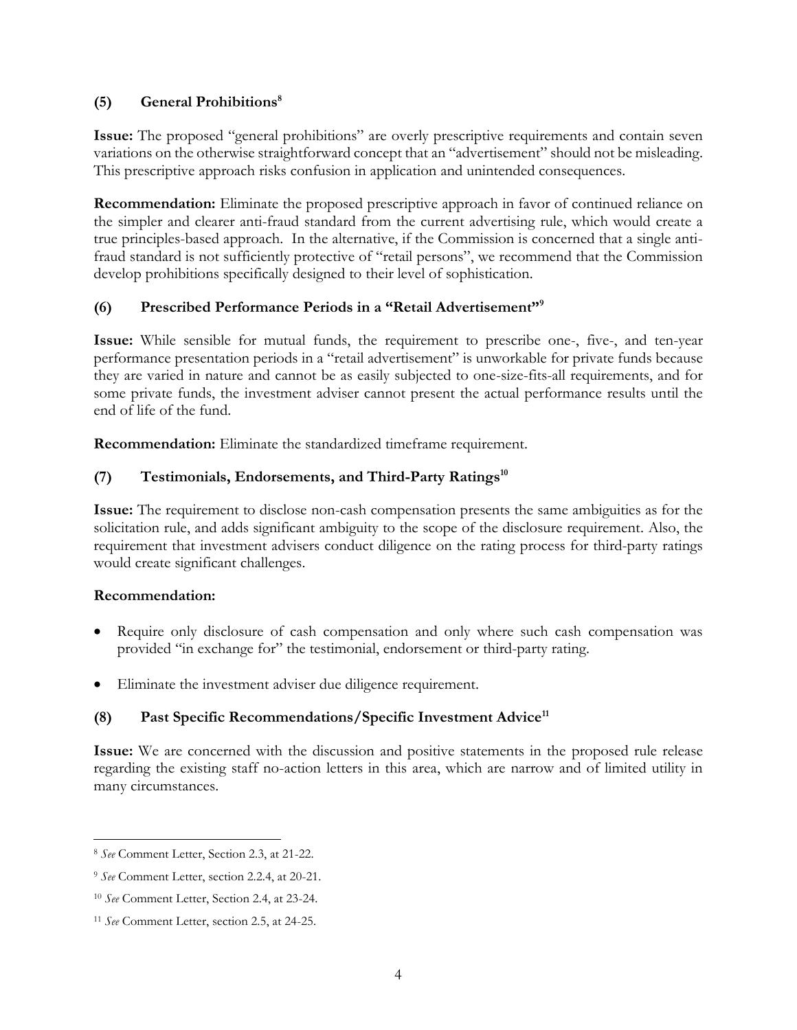### (5) General Prohibitions[8]

**Issue:** The proposed "general prohibitions" are overly prescriptive requirements and contain seven variations on the otherwise straightforward concept that an "advertisement" should not be misleading. This prescriptive approach risks confusion in application and unintended consequences.

**Recommendation:** Eliminate the proposed prescriptive approach in favor of continued reliance on the simpler and clearer anti-fraud standard from the current advertising rule, which would create a true principles-based approach. In the alternative, if the Commission is concerned that a single anti-fraud standard is not sufficiently protective of "retail persons", we recommend that the Commission develop prohibitions specifically designed to their level of sophistication.

### (6) Prescribed Performance Periods in a "Retail Advertisement"[9]

**Issue:** While sensible for mutual funds, the requirement to prescribe one-, five-, and ten-year performance presentation periods in a "retail advertisement" is unworkable for private funds because they are varied in nature and cannot be as easily subjected to one-size-fits-all requirements, and for some private funds, the investment adviser cannot present the actual performance results until the end of life of the fund.

**Recommendation:** Eliminate the standardized timeframe requirement.

### (7) Testimonials, Endorsements, and Third-Party Ratings[10]

**Issue:** The requirement to disclose non-cash compensation presents the same ambiguities as for the solicitation rule, and adds significant ambiguity to the scope of the disclosure requirement. Also, the requirement that investment advisers conduct diligence on the rating process for third-party ratings would create significant challenges.

**Recommendation:**

- Require only disclosure of cash compensation and only where such cash compensation was provided "in exchange for" the testimonial, endorsement or third-party rating.
- Eliminate the investment adviser due diligence requirement.

### (8) Past Specific Recommendations/Specific Investment Advice[11]

**Issue:** We are concerned with the discussion and positive statements in the proposed rule release regarding the existing staff no-action letters in this area, which are narrow and of limited utility in many circumstances.

---

[8] *See* Comment Letter, Section 2.3, at 21-22.

[9] *See* Comment Letter, section 2.2.4, at 20-21.

[10] *See* Comment Letter, Section 2.4, at 23-24.

[11] *See* Comment Letter, section 2.5, at 24-25.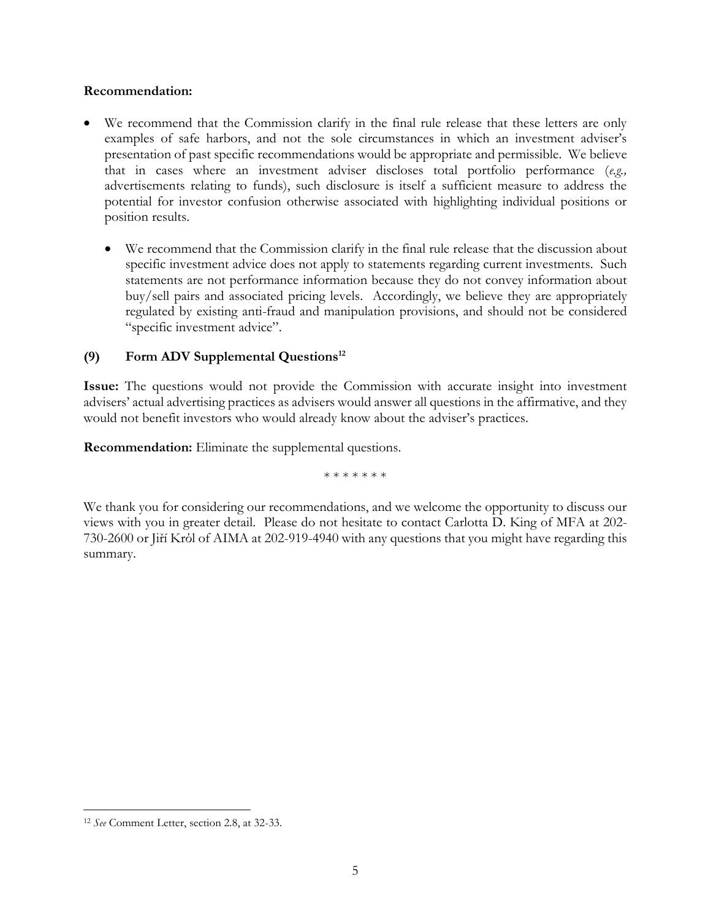**Recommendation:**

- We recommend that the Commission clarify in the final rule release that these letters are only examples of safe harbors, and not the sole circumstances in which an investment adviser's presentation of past specific recommendations would be appropriate and permissible. We believe that in cases where an investment adviser discloses total portfolio performance (*e.g.,* advertisements relating to funds), such disclosure is itself a sufficient measure to address the potential for investor confusion otherwise associated with highlighting individual positions or position results.

  - We recommend that the Commission clarify in the final rule release that the discussion about specific investment advice does not apply to statements regarding current investments. Such statements are not performance information because they do not convey information about buy/sell pairs and associated pricing levels. Accordingly, we believe they are appropriately regulated by existing anti-fraud and manipulation provisions, and should not be considered "specific investment advice".

### (9) Form ADV Supplemental Questions[12]

**Issue:** The questions would not provide the Commission with accurate insight into investment advisers' actual advertising practices as advisers would answer all questions in the affirmative, and they would not benefit investors who would already know about the adviser's practices.

**Recommendation:** Eliminate the supplemental questions.

\* \* \* \* \* \* \*

We thank you for considering our recommendations, and we welcome the opportunity to discuss our views with you in greater detail. Please do not hesitate to contact Carlotta D. King of MFA at 202-730-2600 or Jiří Kròl of AIMA at 202-919-4940 with any questions that you might have regarding this summary.

---

[12] *See* Comment Letter, section 2.8, at 32-33.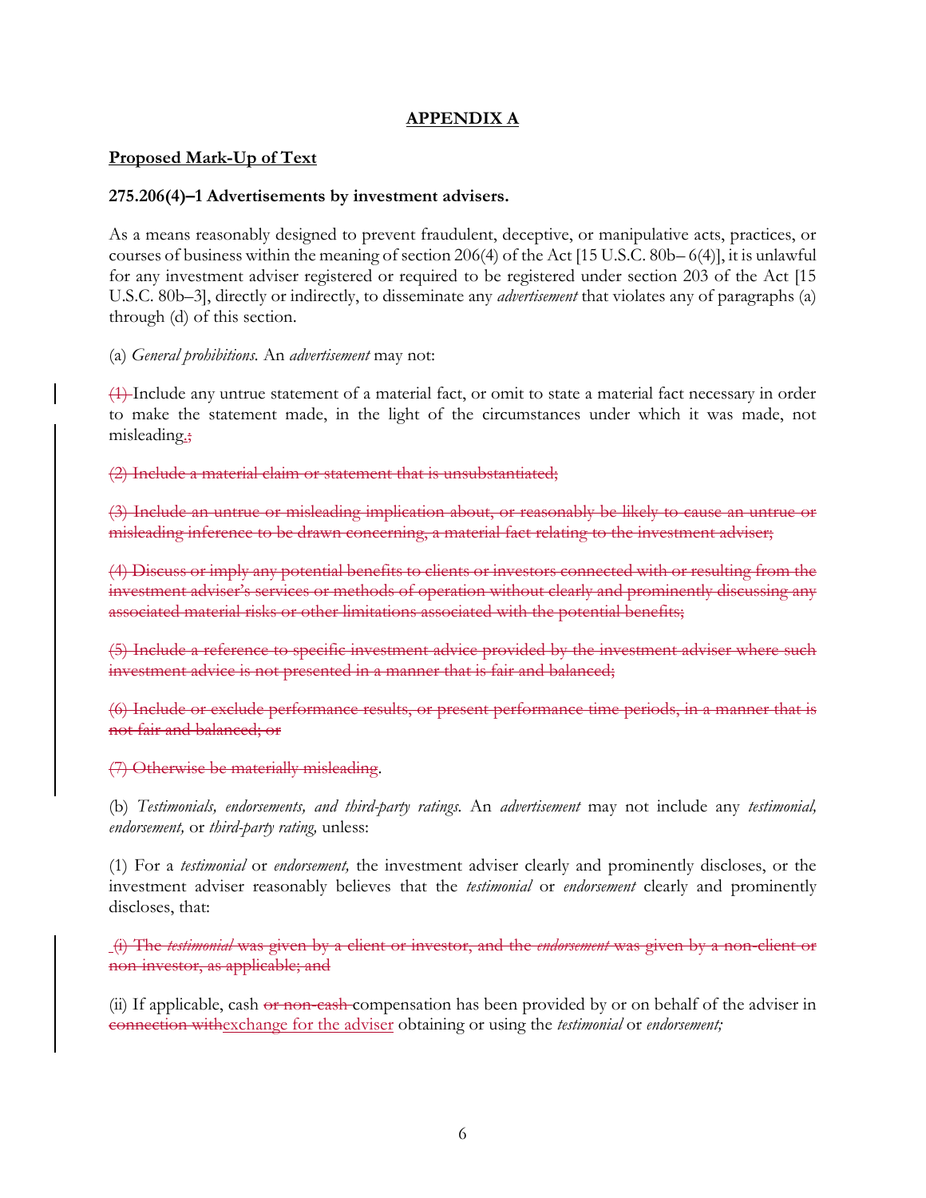## APPENDIX A

**Proposed Mark-Up of Text**

**275.206(4)–1 Advertisements by investment advisers.**

As a means reasonably designed to prevent fraudulent, deceptive, or manipulative acts, practices, or courses of business within the meaning of section 206(4) of the Act [15 U.S.C. 80b– 6(4)], it is unlawful for any investment adviser registered or required to be registered under section 203 of the Act [15 U.S.C. 80b–3], directly or indirectly, to disseminate any *advertisement* that violates any of paragraphs (a) through (d) of this section.

(a) *General prohibitions.* An *advertisement* may not:

~~(1)~~ Include any untrue statement of a material fact, or omit to state a material fact necessary in order to make the statement made, in the light of the circumstances under which it was made, not misleading.~~;~~

~~(2) Include a material claim or statement that is unsubstantiated;~~

~~(3) Include an untrue or misleading implication about, or reasonably be likely to cause an untrue or misleading inference to be drawn concerning, a material fact relating to the investment adviser;~~

~~(4) Discuss or imply any potential benefits to clients or investors connected with or resulting from the investment adviser's services or methods of operation without clearly and prominently discussing any associated material risks or other limitations associated with the potential benefits;~~

~~(5) Include a reference to specific investment advice provided by the investment adviser where such investment advice is not presented in a manner that is fair and balanced;~~

~~(6) Include or exclude performance results, or present performance time periods, in a manner that is not fair and balanced; or~~

~~(7) Otherwise be materially misleading~~.

(b) *Testimonials, endorsements, and third-party ratings.* An *advertisement* may not include any *testimonial, endorsement,* or *third-party rating,* unless:

(1) For a *testimonial* or *endorsement,* the investment adviser clearly and prominently discloses, or the investment adviser reasonably believes that the *testimonial* or *endorsement* clearly and prominently discloses, that:

~~(i) The *testimonial* was given by a client or investor, and the *endorsement* was given by a non-client or non-investor, as applicable; and~~

(ii) If applicable, cash ~~or non-cash~~ compensation has been provided by or on behalf of the adviser in ~~connection with~~<u>exchange for the adviser</u> obtaining or using the *testimonial* or *endorsement;*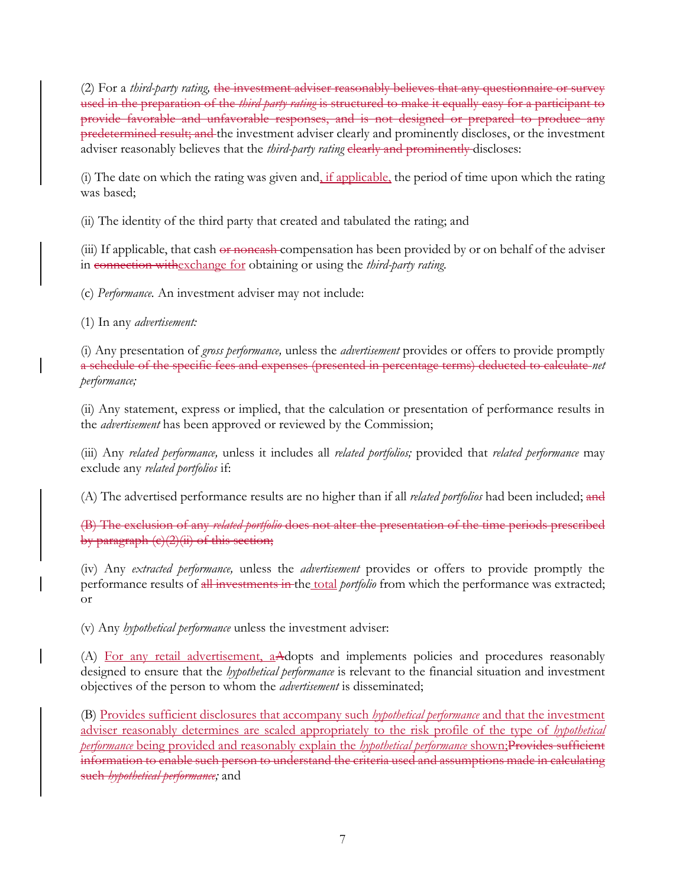(2) For a *third-party rating,* ~~the investment adviser reasonably believes that any questionnaire or survey used in the preparation of the *third-party rating* is structured to make it equally easy for a participant to provide favorable and unfavorable responses, and is not designed or prepared to produce any predetermined result; and~~ the investment adviser clearly and prominently discloses, or the investment adviser reasonably believes that the *third-party rating* ~~clearly and prominently~~ discloses:

(i) The date on which the rating was given and, if applicable, the period of time upon which the rating was based;

(ii) The identity of the third party that created and tabulated the rating; and

(iii) If applicable, that cash ~~or noncash~~ compensation has been provided by or on behalf of the adviser in ~~connection with~~exchange for obtaining or using the *third-party rating.*

(c) *Performance.* An investment adviser may not include:

(1) In any *advertisement:*

(i) Any presentation of *gross performance,* unless the *advertisement* provides or offers to provide promptly ~~a schedule of the specific fees and expenses (presented in percentage terms) deducted to calculate~~ *net performance;*

(ii) Any statement, express or implied, that the calculation or presentation of performance results in the *advertisement* has been approved or reviewed by the Commission;

(iii) Any *related performance,* unless it includes all *related portfolios;* provided that *related performance* may exclude any *related portfolios* if:

(A) The advertised performance results are no higher than if all *related portfolios* had been included; ~~and~~

~~(B) The exclusion of any *related portfolio* does not alter the presentation of the time periods prescribed by paragraph (c)(2)(ii) of this section;~~

(iv) Any *extracted performance,* unless the *advertisement* provides or offers to provide promptly the performance results of ~~all investments in~~ the total *portfolio* from which the performance was extracted; or

(v) Any *hypothetical performance* unless the investment adviser:

(A) For any retail advertisement, a~~A~~dopts and implements policies and procedures reasonably designed to ensure that the *hypothetical performance* is relevant to the financial situation and investment objectives of the person to whom the *advertisement* is disseminated;

(B) Provides sufficient disclosures that accompany such *hypothetical performance* and that the investment adviser reasonably determines are scaled appropriately to the risk profile of the type of *hypothetical performance* being provided and reasonably explain the *hypothetical performance* shown;~~Provides sufficient information to enable such person to understand the criteria used and assumptions made in calculating such *hypothetical performance,*~~ and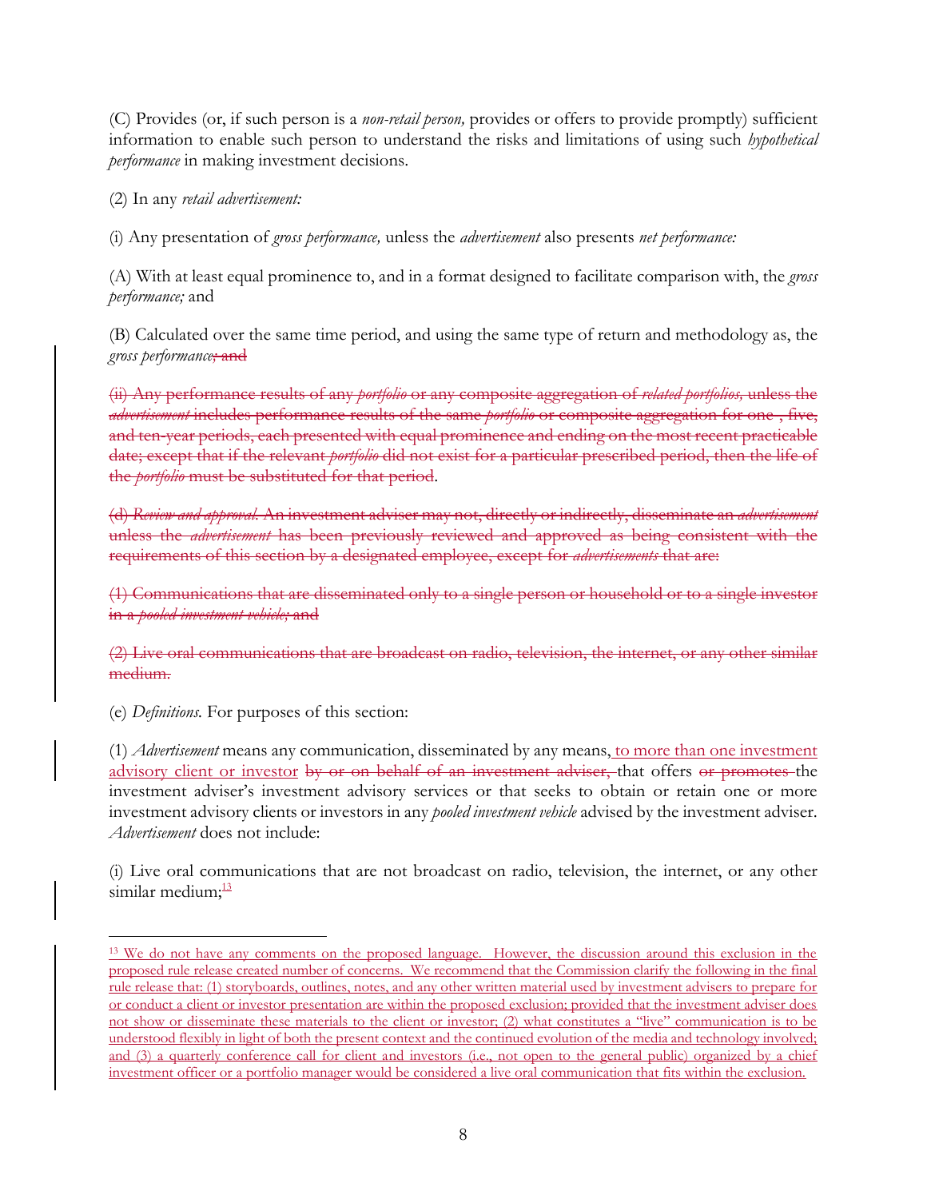(C) Provides (or, if such person is a *non-retail person,* provides or offers to provide promptly) sufficient information to enable such person to understand the risks and limitations of using such *hypothetical performance* in making investment decisions.

(2) In any *retail advertisement:*

(i) Any presentation of *gross performance,* unless the *advertisement* also presents *net performance:*

(A) With at least equal prominence to, and in a format designed to facilitate comparison with, the *gross performance;* and

(B) Calculated over the same time period, and using the same type of return and methodology as, the *gross performance*~~; and~~

~~(ii) Any performance results of any *portfolio* or any composite aggregation of *related portfolios,* unless the *advertisement* includes performance results of the same *portfolio* or composite aggregation for one-, five, and ten-year periods, each presented with equal prominence and ending on the most recent practicable date; except that if the relevant *portfolio* did not exist for a particular prescribed period, then the life of the *portfolio* must be substituted for that period~~.

~~(d) *Review and approval.* An investment adviser may not, directly or indirectly, disseminate an *advertisement* unless the *advertisement* has been previously reviewed and approved as being consistent with the requirements of this section by a designated employee, except for *advertisements* that are:~~

~~(1) Communications that are disseminated only to a single person or household or to a single investor in a *pooled investment vehicle;* and~~

~~(2) Live oral communications that are broadcast on radio, television, the internet, or any other similar medium.~~

(e) *Definitions.* For purposes of this section:

(1) *Advertisement* means any communication, disseminated by any means, <u>to more than one investment advisory client or investor</u> ~~by or on behalf of an investment adviser,~~ that offers ~~or promotes~~ the investment adviser's investment advisory services or that seeks to obtain or retain one or more investment advisory clients or investors in any *pooled investment vehicle* advised by the investment adviser. *Advertisement* does not include:

(i) Live oral communications that are not broadcast on radio, television, the internet, or any other similar medium;[13]

---

<u>[13] We do not have any comments on the proposed language. However, the discussion around this exclusion in the proposed rule release created number of concerns. We recommend that the Commission clarify the following in the final rule release that: (1) storyboards, outlines, notes, and any other written material used by investment advisers to prepare for or conduct a client or investor presentation are within the proposed exclusion; provided that the investment adviser does not show or disseminate these materials to the client or investor; (2) what constitutes a "live" communication is to be understood flexibly in light of both the present context and the continued evolution of the media and technology involved; and (3) a quarterly conference call for client and investors (i.e., not open to the general public) organized by a chief investment officer or a portfolio manager would be considered a live oral communication that fits within the exclusion.</u>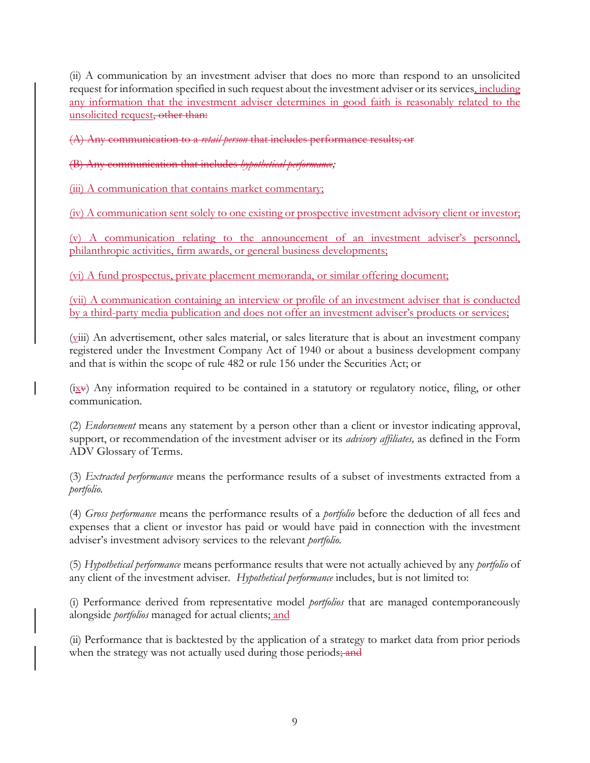(ii) A communication by an investment adviser that does no more than respond to an unsolicited request for information specified in such request about the investment adviser or its services, including any information that the investment adviser determines in good faith is reasonably related to the unsolicited request, ~~other than:~~

~~(A) Any communication to a *retail person* that includes performance results; or~~

~~(B) Any communication that includes *hypothetical performance*;~~

(iii) A communication that contains market commentary;

(iv) A communication sent solely to one existing or prospective investment advisory client or investor;

(v) A communication relating to the announcement of an investment adviser's personnel, philanthropic activities, firm awards, or general business developments;

(vi) A fund prospectus, private placement memoranda, or similar offering document;

(vii) A communication containing an interview or profile of an investment adviser that is conducted by a third-party media publication and does not offer an investment adviser's products or services;

(viii) An advertisement, other sales material, or sales literature that is about an investment company registered under the Investment Company Act of 1940 or about a business development company and that is within the scope of rule 482 or rule 156 under the Securities Act; or

(ix~~v~~) Any information required to be contained in a statutory or regulatory notice, filing, or other communication.

(2) *Endorsement* means any statement by a person other than a client or investor indicating approval, support, or recommendation of the investment adviser or its *advisory affiliates,* as defined in the Form ADV Glossary of Terms.

(3) *Extracted performance* means the performance results of a subset of investments extracted from a *portfolio.*

(4) *Gross performance* means the performance results of a *portfolio* before the deduction of all fees and expenses that a client or investor has paid or would have paid in connection with the investment adviser's investment advisory services to the relevant *portfolio.*

(5) *Hypothetical performance* means performance results that were not actually achieved by any *portfolio* of any client of the investment adviser. *Hypothetical performance* includes, but is not limited to:

(i) Performance derived from representative model *portfolios* that are managed contemporaneously alongside *portfolios* managed for actual clients; and

(ii) Performance that is backtested by the application of a strategy to market data from prior periods when the strategy was not actually used during those periods~~; and~~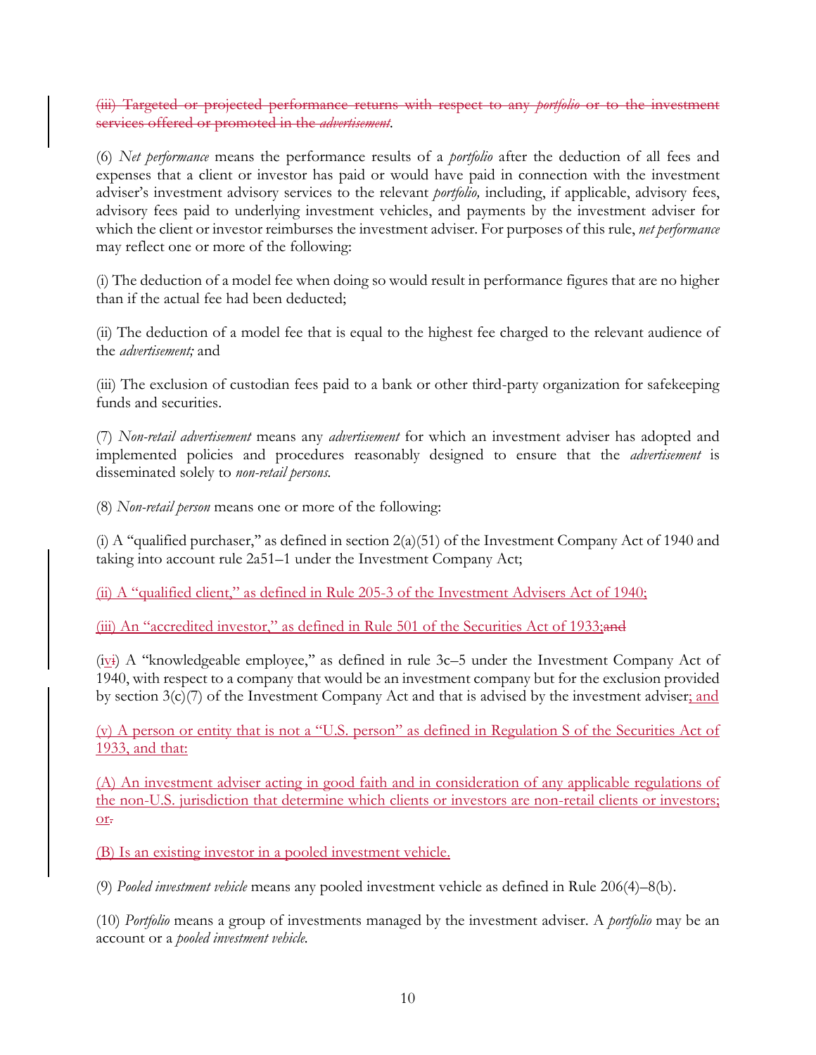~~(iii) Targeted or projected performance returns with respect to any *portfolio* or to the investment services offered or promoted in the *advertisement*.~~

(6) *Net performance* means the performance results of a *portfolio* after the deduction of all fees and expenses that a client or investor has paid or would have paid in connection with the investment adviser's investment advisory services to the relevant *portfolio,* including, if applicable, advisory fees, advisory fees paid to underlying investment vehicles, and payments by the investment adviser for which the client or investor reimburses the investment adviser. For purposes of this rule, *net performance* may reflect one or more of the following:

(i) The deduction of a model fee when doing so would result in performance figures that are no higher than if the actual fee had been deducted;

(ii) The deduction of a model fee that is equal to the highest fee charged to the relevant audience of the *advertisement;* and

(iii) The exclusion of custodian fees paid to a bank or other third-party organization for safekeeping funds and securities.

(7) *Non-retail advertisement* means any *advertisement* for which an investment adviser has adopted and implemented policies and procedures reasonably designed to ensure that the *advertisement* is disseminated solely to *non-retail persons.*

(8) *Non-retail person* means one or more of the following:

(i) A "qualified purchaser," as defined in section 2(a)(51) of the Investment Company Act of 1940 and taking into account rule 2a51–1 under the Investment Company Act;

<u>(ii) A "qualified client," as defined in Rule 205-3 of the Investment Advisers Act of 1940;</u>

<u>(iii) An "accredited investor," as defined in Rule 501 of the Securities Act of 1933;</u>~~and~~

(i<u>v</u>~~i~~) A "knowledgeable employee," as defined in rule 3c–5 under the Investment Company Act of 1940, with respect to a company that would be an investment company but for the exclusion provided by section 3(c)(7) of the Investment Company Act and that is advised by the investment adviser<u>; and</u>

<u>(v) A person or entity that is not a "U.S. person" as defined in Regulation S of the Securities Act of 1933, and that:</u>

<u>(A) An investment adviser acting in good faith and in consideration of any applicable regulations of the non-U.S. jurisdiction that determine which clients or investors are non-retail clients or investors; or</u>~~.~~

<u>(B) Is an existing investor in a pooled investment vehicle.</u>

(9) *Pooled investment vehicle* means any pooled investment vehicle as defined in Rule 206(4)–8(b).

(10) *Portfolio* means a group of investments managed by the investment adviser. A *portfolio* may be an account or a *pooled investment vehicle.*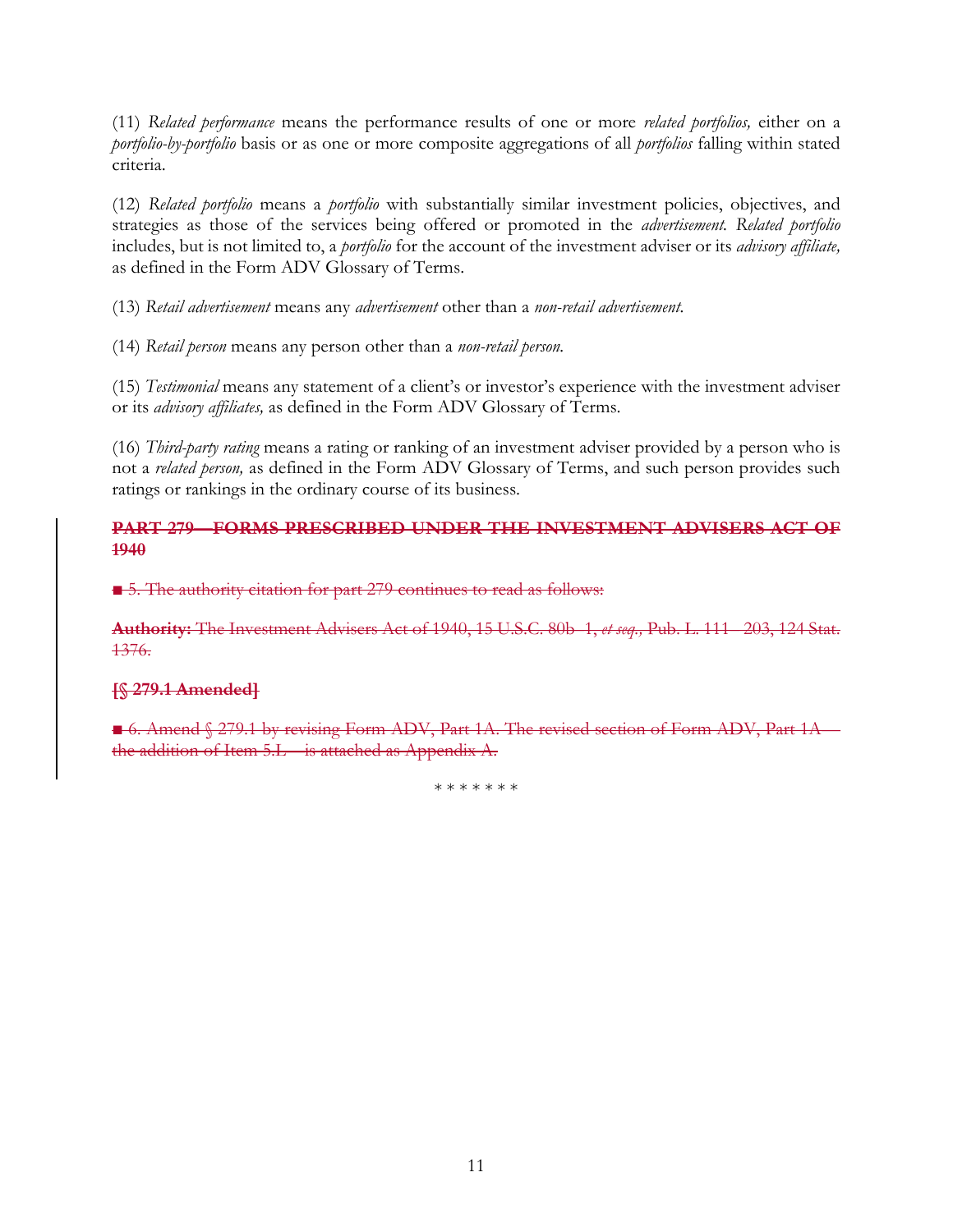(11) *Related performance* means the performance results of one or more *related portfolios,* either on a *portfolio-by-portfolio* basis or as one or more composite aggregations of all *portfolios* falling within stated criteria.

(12) *Related portfolio* means a *portfolio* with substantially similar investment policies, objectives, and strategies as those of the services being offered or promoted in the *advertisement. Related portfolio* includes, but is not limited to, a *portfolio* for the account of the investment adviser or its *advisory affiliate,* as defined in the Form ADV Glossary of Terms.

(13) *Retail advertisement* means any *advertisement* other than a *non-retail advertisement.*

(14) *Retail person* means any person other than a *non-retail person.*

(15) *Testimonial* means any statement of a client's or investor's experience with the investment adviser or its *advisory affiliates,* as defined in the Form ADV Glossary of Terms.

(16) *Third-party rating* means a rating or ranking of an investment adviser provided by a person who is not a *related person,* as defined in the Form ADV Glossary of Terms, and such person provides such ratings or rankings in the ordinary course of its business.

~~**PART 279—FORMS PRESCRIBED UNDER THE INVESTMENT ADVISERS ACT OF 1940**~~

~~■ 5. The authority citation for part 279 continues to read as follows:~~

~~**Authority:** The Investment Advisers Act of 1940, 15 U.S.C. 80b–1, *et seq.,* Pub. L. 111–203, 124 Stat. 1376.~~

~~**[§ 279.1 Amended]**~~

~~■ 6. Amend § 279.1 by revising Form ADV, Part 1A. The revised section of Form ADV, Part 1A—the addition of Item 5.L—is attached as Appendix A.~~

\* \* \* \* \* \* \*